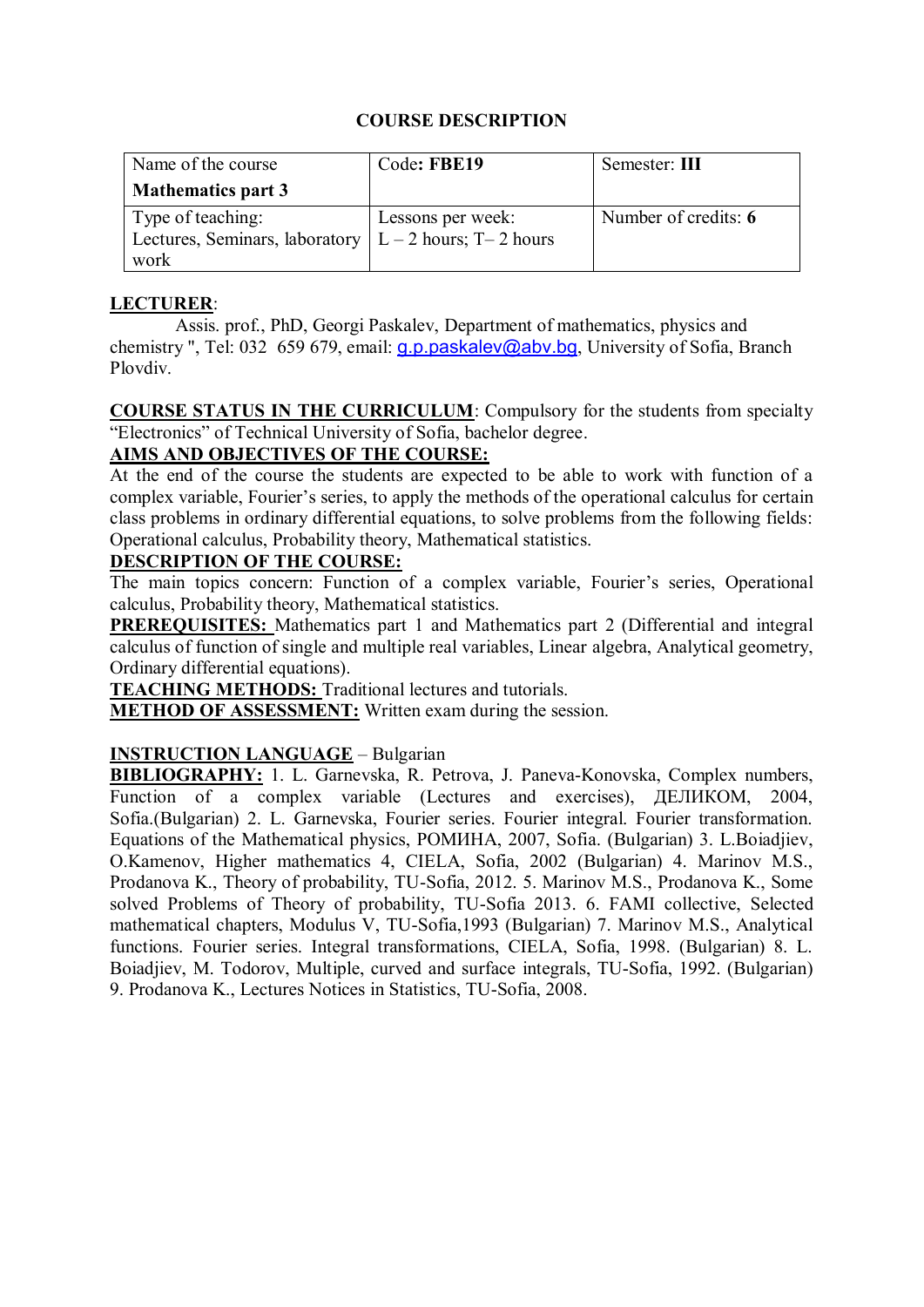# COURSE DESCRIPTION

| Name of the course<br>**Mathematics part 3** | Code**: FBE19** | Semester: **III** |
|---|---|---|
| Type of teaching:<br>Lectures, Seminars, laboratory work | Lessons per week:<br>L – 2 hours; T– 2 hours | Number of credits: **6** |

**LECTURER**:

Assis. prof., PhD, Georgi Paskalev, Department of mathematics, physics and chemistry ", Tel: 032 659 679, email: g.p.paskalev@abv.bg, University of Sofia, Branch Plovdiv.

**COURSE STATUS IN THE CURRICULUM**: Compulsory for the students from specialty "Electronics" of Technical University of Sofia, bachelor degree.

**AIMS AND OBJECTIVES OF THE COURSE:**

At the end of the course the students are expected to be able to work with function of a complex variable, Fourier's series, to apply the methods of the operational calculus for certain class problems in ordinary differential equations, to solve problems from the following fields: Operational calculus, Probability theory, Mathematical statistics.

**DESCRIPTION OF THE COURSE:**

The main topics concern: Function of a complex variable, Fourier's series, Operational calculus, Probability theory, Mathematical statistics.

**PREREQUISITES:** Mathematics part 1 and Mathematics part 2 (Differential and integral calculus of function of single and multiple real variables, Linear algebra, Analytical geometry, Ordinary differential equations).

**TEACHING METHODS:** Traditional lectures and tutorials.

**METHOD OF ASSESSMENT:** Written exam during the session.

**INSTRUCTION LANGUAGE** – Bulgarian

**BIBLIOGRAPHY:** 1. L. Garnevska, R. Petrova, J. Paneva-Konovska, Complex numbers, Function of a complex variable (Lectures and exercises), ДЕЛИКОМ, 2004, Sofia.(Bulgarian) 2. L. Garnevska, Fourier series. Fourier integral. Fourier transformation. Equations of the Mathematical physics, РОМИНА, 2007, Sofia. (Bulgarian) 3. L.Boiadjiev, O.Kamenov, Higher mathematics 4, CIELA, Sofia, 2002 (Bulgarian) 4. Marinov M.S., Prodanova K., Theory of probability, TU-Sofia, 2012. 5. Marinov M.S., Prodanova K., Some solved Problems of Theory of probability, TU-Sofia 2013. 6. FAMI collective, Selected mathematical chapters, Modulus V, TU-Sofia,1993 (Bulgarian) 7. Marinov M.S., Analytical functions. Fourier series. Integral transformations, CIELA, Sofia, 1998. (Bulgarian) 8. L. Boiadjiev, M. Todorov, Multiple, curved and surface integrals, TU-Sofia, 1992. (Bulgarian) 9. Prodanova K., Lectures Notices in Statistics, TU-Sofia, 2008.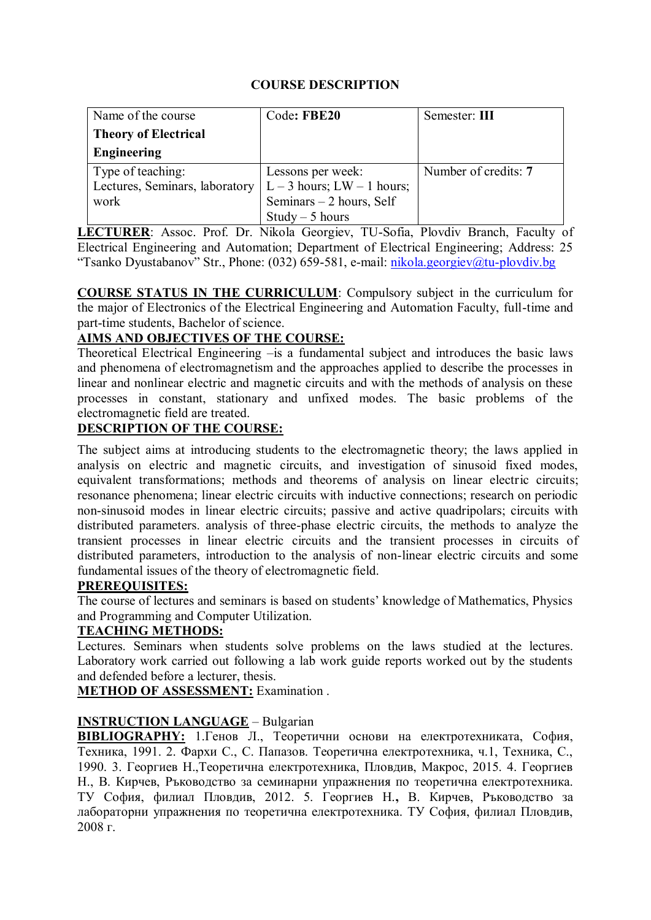## COURSE DESCRIPTION

| Name of the course **Theory of Electrical Engineering** | Code: **FBE20** | Semester: **III** |
|---|---|---|
| Type of teaching: Lectures, Seminars, laboratory work | Lessons per week: L – 3 hours; LW – 1 hours; Seminars – 2 hours, Self Study – 5 hours | Number of credits: **7** |

**LECTURER**: Assoc. Prof. Dr. Nikola Georgiev, TU-Sofia, Plovdiv Branch, Faculty of Electrical Engineering and Automation; Department of Electrical Engineering; Address: 25 "Tsanko Dyustabanov" Str., Phone: (032) 659-581, e-mail: nikola.georgiev@tu-plovdiv.bg

**COURSE STATUS IN THE CURRICULUM**: Compulsory subject in the curriculum for the major of Electronics of the Electrical Engineering and Automation Faculty, full-time and part-time students, Bachelor of science.

**AIMS AND OBJECTIVES OF THE COURSE:**

Theoretical Electrical Engineering –is a fundamental subject and introduces the basic laws and phenomena of electromagnetism and the approaches applied to describe the processes in linear and nonlinear electric and magnetic circuits and with the methods of analysis on these processes in constant, stationary and unfixed modes. The basic problems of the electromagnetic field are treated.

**DESCRIPTION OF THE COURSE:**

The subject aims at introducing students to the electromagnetic theory; the laws applied in analysis on electric and magnetic circuits, and investigation of sinusoid fixed modes, equivalent transformations; methods and theorems of analysis on linear electric circuits; resonance phenomena; linear electric circuits with inductive connections; research on periodic non-sinusoid modes in linear electric circuits; passive and active quadripolars; circuits with distributed parameters. analysis of three-phase electric circuits, the methods to analyze the transient processes in linear electric circuits and the transient processes in circuits of distributed parameters, introduction to the analysis of non-linear electric circuits and some fundamental issues of the theory of electromagnetic field.

**PREREQUISITES:**

The course of lectures and seminars is based on students' knowledge of Mathematics, Physics and Programming and Computer Utilization.

**TEACHING METHODS:**

Lectures. Seminars when students solve problems on the laws studied at the lectures. Laboratory work carried out following a lab work guide reports worked out by the students and defended before a lecturer, thesis.

**METHOD OF ASSESSMENT:** Examination .

**INSTRUCTION LANGUAGE** – Bulgarian

**BIBLIOGRAPHY:** 1.Генов Л., Теоретични основи на електротехниката, София, Техника, 1991. 2. Фархи С., С. Папазов. Теоретична електротехника, ч.1, Техника, С., 1990. 3. Георгиев Н.,Теоретична електротехника, Пловдив, Макрос, 2015. 4. Георгиев Н., В. Кирчев, Ръководство за семинарни упражнения по теоретична електротехника. ТУ София, филиал Пловдив, 2012. 5. Георгиев Н.**,** В. Кирчев, Ръководство за лабораторни упражнения по теоретична електротехника. ТУ София, филиал Пловдив, 2008 г.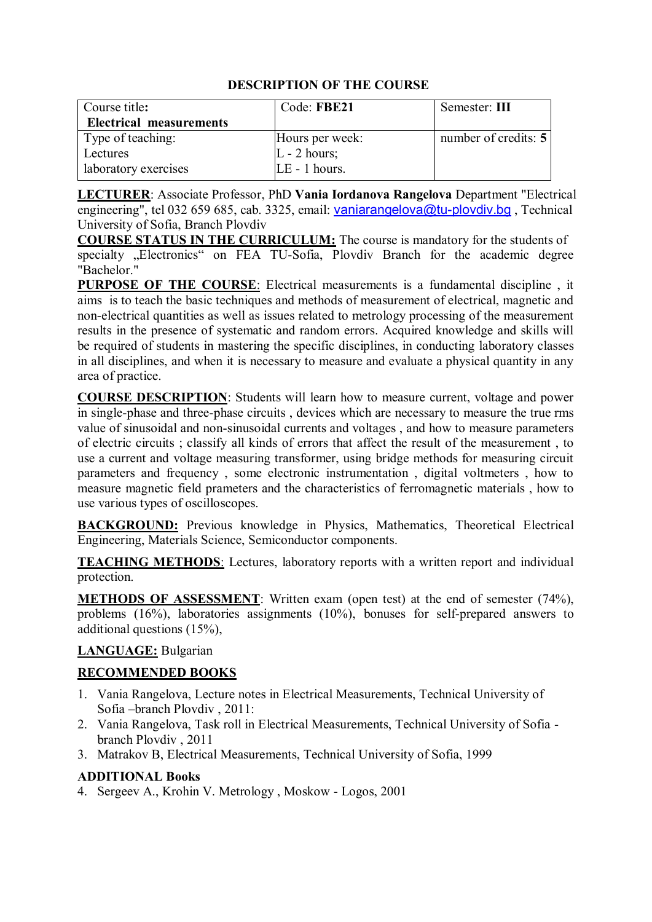## DESCRIPTION OF THE COURSE

| Course title: **Electrical measurements** | Code: **FBE21** | Semester: **III** |
|---|---|---|
| Type of teaching: Lectures laboratory exercises | Hours per week: L - 2 hours; LE - 1 hours. | number of credits: **5** |

**LECTURER**: Associate Professor, PhD **Vania Iordanova Rangelova** Department "Electrical engineering", tel 032 659 685, cab. 3325, email: vaniarangelova@tu-plovdiv.bg , Technical University of Sofia, Branch Plovdiv

**COURSE STATUS IN THE CURRICULUM:** The course is mandatory for the students of specialty „Electronics" on FEA TU-Sofia, Plovdiv Branch for the academic degree "Bachelor."

**PURPOSE OF THE COURSE**: Electrical measurements is a fundamental discipline , it aims is to teach the basic techniques and methods of measurement of electrical, magnetic and non-electrical quantities as well as issues related to metrology processing of the measurement results in the presence of systematic and random errors. Acquired knowledge and skills will be required of students in mastering the specific disciplines, in conducting laboratory classes in all disciplines, and when it is necessary to measure and evaluate a physical quantity in any area of practice.

**COURSE DESCRIPTION**: Students will learn how to measure current, voltage and power in single-phase and three-phase circuits , devices which are necessary to measure the true rms value of sinusoidal and non-sinusoidal currents and voltages , and how to measure parameters of electric circuits ; classify all kinds of errors that affect the result of the measurement , to use a current and voltage measuring transformer, using bridge methods for measuring circuit parameters and frequency , some electronic instrumentation , digital voltmeters , how to measure magnetic field prameters and the characteristics of ferromagnetic materials , how to use various types of oscilloscopes.

**BACKGROUND:** Previous knowledge in Physics, Mathematics, Theoretical Electrical Engineering, Materials Science, Semiconductor components.

**TEACHING METHODS**: Lectures, laboratory reports with a written report and individual protection.

**METHODS OF ASSESSMENT**: Written exam (open test) at the end of semester (74%), problems (16%), laboratories assignments (10%), bonuses for self-prepared answers to additional questions (15%),

**LANGUAGE:** Bulgarian

**RECOMMENDED BOOKS**

1. Vania Rangelova, Lecture notes in Electrical Measurements, Technical University of Sofia –branch Plovdiv , 2011:
2. Vania Rangelova, Task roll in Electrical Measurements, Technical University of Sofia - branch Plovdiv , 2011
3. Matrakov B, Electrical Measurements, Technical University of Sofia, 1999

**ADDITIONAL Books**

4. Sergeev A., Krohin V. Metrology , Moskow - Logos, 2001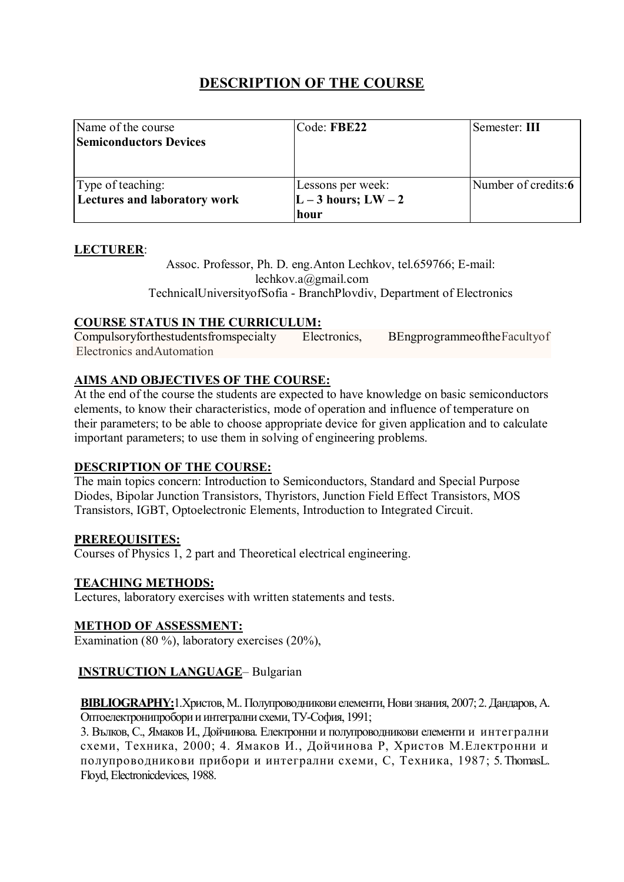# DESCRIPTION OF THE COURSE

| Name of the course **Semiconductors Devices** | Code: **FBE22** | Semester: **III** |
| --- | --- | --- |
| Type of teaching: **Lectures and laboratory work** | Lessons per week: **L – 3 hours; LW – 2 hour** | Number of credits:**6** |

**LECTURER**:

Assoc. Professor, Ph. D. eng.Anton Lechkov, tel.659766; E-mail: lechkov.a@gmail.com
TechnicalUniversityofSofia - BranchPlovdiv, Department of Electronics

**COURSE STATUS IN THE CURRICULUM:**

Compulsoryforthestudentsfromspecialty Electronics, BEngprogrammeoftheFacultyof Electronics andAutomation

**AIMS AND OBJECTIVES OF THE COURSE:**

At the end of the course the students are expected to have knowledge on basic semiconductors elements, to know their characteristics, mode of operation and influence of temperature on their parameters; to be able to choose appropriate device for given application and to calculate important parameters; to use them in solving of engineering problems.

**DESCRIPTION OF THE COURSE:**

The main topics concern: Introduction to Semiconductors, Standard and Special Purpose Diodes, Bipolar Junction Transistors, Thyristors, Junction Field Effect Transistors, MOS Transistors, IGBT, Optoelectronic Elements, Introduction to Integrated Circuit.

**PREREQUISITES:**

Courses of Physics 1, 2 part and Theoretical electrical engineering.

**TEACHING METHODS:**

Lectures, laboratory exercises with written statements and tests.

**METHOD OF ASSESSMENT:**

Examination (80 %), laboratory exercises (20%),

**INSTRUCTION LANGUAGE**– Bulgarian

**BIBLIOGRAPHY:**1.Христов, М.. Полупроводникови елементи, Нови знания, 2007; 2. Дандаров, А. Оптоелектронипробори и интегрални схеми, ТУ-София, 1991;
3. Вълков, С., Ямаков И., Дойчинова. Електронни и полупроводникови елементи и интегрални схеми, Техника, 2000; 4. Ямаков И., Дойчинова Р, Христов М.Електронни и полупроводникови прибори и интегрални схеми, С, Техника, 1987; 5. ThomasL. Floyd, Electronicdevices, 1988.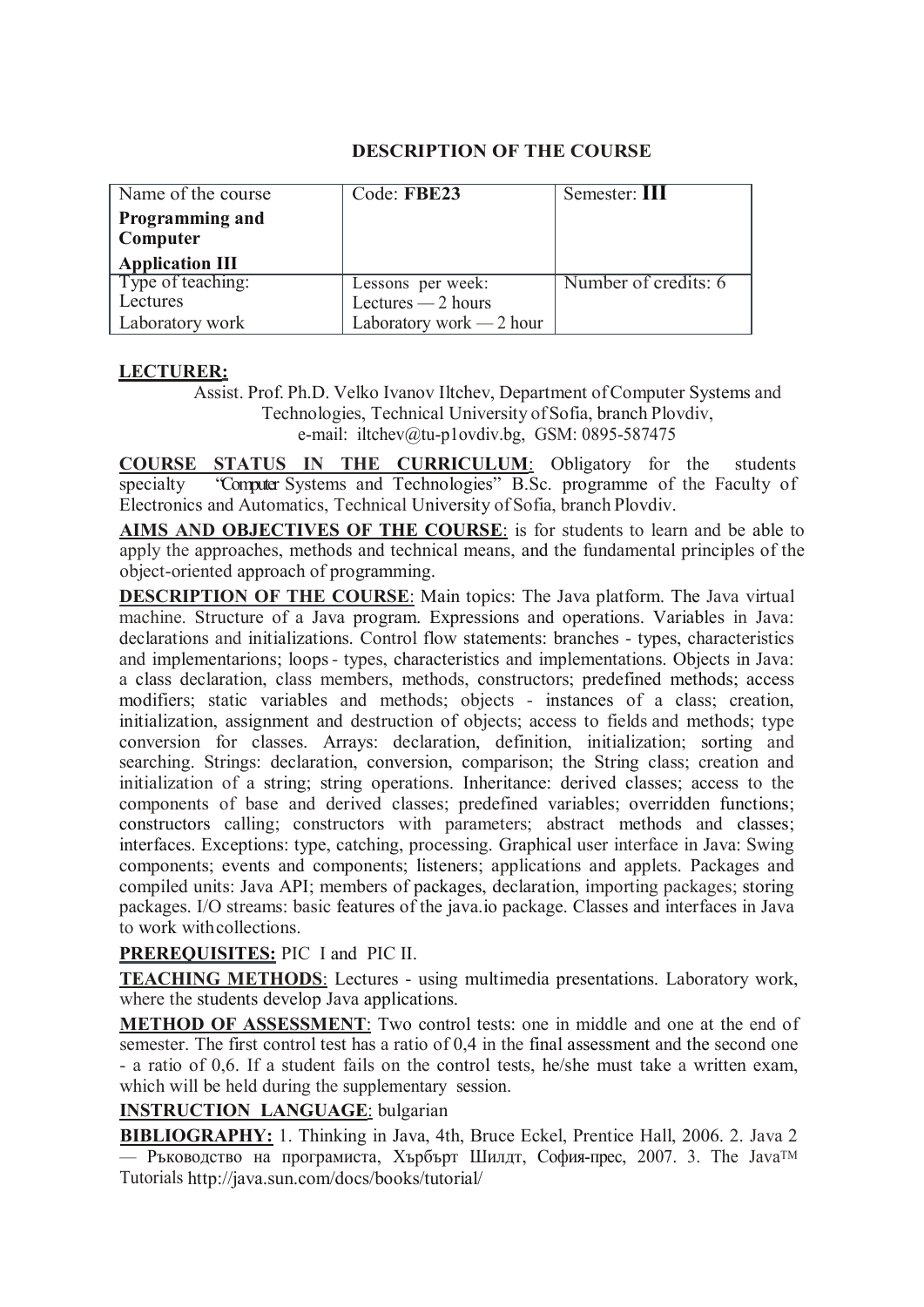## DESCRIPTION OF THE COURSE

| Name of the course **Programming and Computer Application III** | Code: **FBE23** | Semester: **III** |
|---|---|---|
| Type of teaching: Lectures Laboratory work | Lessons per week: Lectures — 2 hours Laboratory work — 2 hour | Number of credits: 6 |

**LECTURER:**

Assist. Prof. Ph.D. Velko Ivanov Iltchev, Department of Computer Systems and Technologies, Technical University of Sofia, branch Plovdiv, e-mail: iltchev@tu-p1ovdiv.bg, GSM: 0895-587475

**COURSE STATUS IN THE CURRICULUM**: Obligatory for the students specialty "Computer Systems and Technologies" B.Sc. programme of the Faculty of Electronics and Automatics, Technical University of Sofia, branch Plovdiv.

**AIMS AND OBJECTIVES OF THE COURSE**: is for students to learn and be able to apply the approaches, methods and technical means, and the fundamental principles of the object-oriented approach of programming.

**DESCRIPTION OF THE COURSE**: Main topics: The Java platform. The Java virtual machine. Structure of a Java program. Expressions and operations. Variables in Java: declarations and initializations. Control flow statements: branches - types, characteristics and implementarions; loops - types, characteristics and implementations. Objects in Java: a class declaration, class members, methods, constructors; predefined methods; access modifiers; static variables and methods; objects - instances of a class; creation, initialization, assignment and destruction of objects; access to fields and methods; type conversion for classes. Arrays: declaration, definition, initialization; sorting and searching. Strings: declaration, conversion, comparison; the String class; creation and initialization of a string; string operations. Inheritance: derived classes; access to the components of base and derived classes; predefined variables; overridden functions; constructors calling; constructors with parameters; abstract methods and classes; interfaces. Exceptions: type, catching, processing. Graphical user interface in Java: Swing components; events and components; listeners; applications and applets. Packages and compiled units: Java API; members of packages, declaration, importing packages; storing packages. I/O streams: basic features of the java.io package. Classes and interfaces in Java to work withcollections.

**PREREQUISITES:** PIC I and PIC II.

**TEACHING METHODS**: Lectures - using multimedia presentations. Laboratory work, where the students develop Java applications.

**METHOD OF ASSESSMENT**: Two control tests: one in middle and one at the end of semester. The first control test has a ratio of 0,4 in the final assessment and the second one - a ratio of 0,6. If a student fails on the control tests, he/she must take a written exam, which will be held during the supplementary session.

**INSTRUCTION LANGUAGE**: bulgarian

**BIBLIOGRAPHY:** 1. Thinking in Java, 4th, Bruce Eckel, Prentice Hall, 2006. 2. Java 2 — Ръководство на програмиста, Хърбърт Шилдт, София-прес, 2007. 3. The Java™ Tutorials http://java.sun.com/docs/books/tutorial/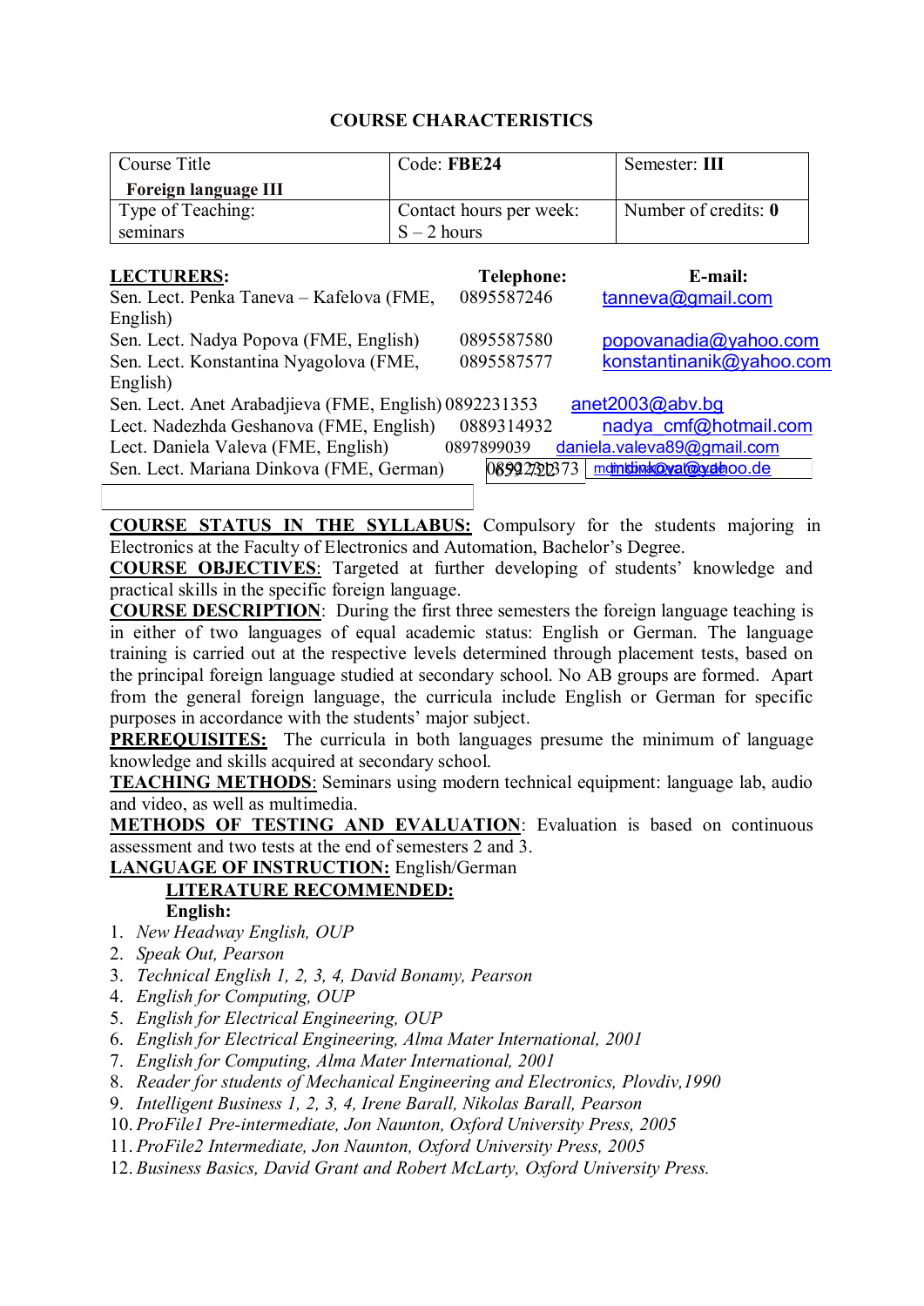## COURSE CHARACTERISTICS

| Course Title **Foreign language III** | Code: **FBE24** | Semester: **III** |
|---|---|---|
| Type of Teaching: seminars | Contact hours per week: S – 2 hours | Number of credits: **0** |

| **LECTURERS:** | **Telephone:** | **E-mail:** |
|---|---|---|
| Sen. Lect. Penka Taneva – Kafelova (FME, English) | 0895587246 | tanneva@gmail.com |
| Sen. Lect. Nadya Popova (FME, English) | 0895587580 | popovanadia@yahoo.com |
| Sen. Lect. Konstantina Nyagolova (FME, English) | 0895587577 | konstantinanik@yahoo.com |
| Sen. Lect. Anet Arabadjieva (FME, English) | 0892231353 | anet2003@abv.bg |
| Lect. Nadezhda Geshanova (FME, English) | 0889314932 | nadya_cmf@hotmail.com |
| Lect. Daniela Valeva (FME, English) | 0897899039 | daniela.valeva89@gmail.com |
| Sen. Lect. Mariana Dinkova (FME, German) | 0892231373 | mdinkova@yahoo.de |

**COURSE STATUS IN THE SYLLABUS:** Compulsory for the students majoring in Electronics at the Faculty of Electronics and Automation, Bachelor's Degree.

**COURSE OBJECTIVES**: Targeted at further developing of students' knowledge and practical skills in the specific foreign language.

**COURSE DESCRIPTION**: During the first three semesters the foreign language teaching is in either of two languages of equal academic status: English or German. The language training is carried out at the respective levels determined through placement tests, based on the principal foreign language studied at secondary school. No AB groups are formed. Apart from the general foreign language, the curricula include English or German for specific purposes in accordance with the students' major subject.

**PREREQUISITES:** The curricula in both languages presume the minimum of language knowledge and skills acquired at secondary school.

**TEACHING METHODS**: Seminars using modern technical equipment: language lab, audio and video, as well as multimedia.

**METHODS OF TESTING AND EVALUATION**: Evaluation is based on continuous assessment and two tests at the end of semesters 2 and 3.

**LANGUAGE OF INSTRUCTION:** English/German

**LITERATURE RECOMMENDED:**

**English:**

1. *New Headway English, OUP*
2. *Speak Out, Pearson*
3. *Technical English 1, 2, 3, 4, David Bonamy, Pearson*
4. *English for Computing, OUP*
5. *English for Electrical Engineering, OUP*
6. *English for Electrical Engineering, Alma Mater International, 2001*
7. *English for Computing, Alma Mater International, 2001*
8. *Reader for students of Mechanical Engineering and Electronics, Plovdiv,1990*
9. *Intelligent Business 1, 2, 3, 4, Irene Barall, Nikolas Barall, Pearson*
10. *ProFile1 Pre-intermediate, Jon Naunton, Oxford University Press, 2005*
11. *ProFile2 Intermediate, Jon Naunton, Oxford University Press, 2005*
12. *Business Basics, David Grant and Robert McLarty, Oxford University Press.*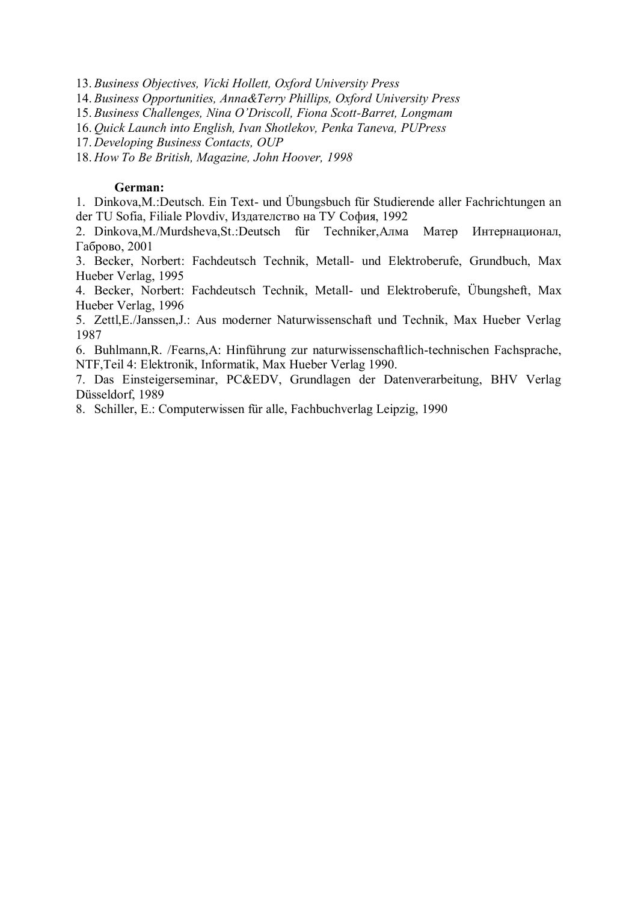13. *Business Objectives, Vicki Hollett, Oxford University Press*
14. *Business Opportunities, Anna&Terry Phillips, Oxford University Press*
15. *Business Challenges, Nina O'Driscoll, Fiona Scott-Barret, Longmam*
16. *Quick Launch into English, Ivan Shotlekov, Penka Taneva, PUPress*
17. *Developing Business Contacts, OUP*
18. *How To Be British, Magazine, John Hoover, 1998*

**German:**

1. Dinkova,M.:Deutsch. Ein Text- und Übungsbuch für Studierende aller Fachrichtungen an der TU Sofia, Filiale Plovdiv, Издателство на ТУ София, 1992
2. Dinkova,M./Murdsheva,St.:Deutsch für Techniker,Алма Матер Интернационал, Габрово, 2001
3. Becker, Norbert: Fachdeutsch Technik, Metall- und Elektroberufe, Grundbuch, Max Hueber Verlag, 1995
4. Becker, Norbert: Fachdeutsch Technik, Metall- und Elektroberufe, Übungsheft, Max Hueber Verlag, 1996
5. Zettl,E./Janssen,J.: Aus moderner Naturwissenschaft und Technik, Max Hueber Verlag 1987
6. Buhlmann,R. /Fearns,A: Hinführung zur naturwissenschaftlich-technischen Fachsprache, NTF,Teil 4: Elektronik, Informatik, Max Hueber Verlag 1990.
7. Das Einsteigerseminar, PC&EDV, Grundlagen der Datenverarbeitung, BHV Verlag Düsseldorf, 1989
8. Schiller, E.: Computerwissen für alle, Fachbuchverlag Leipzig, 1990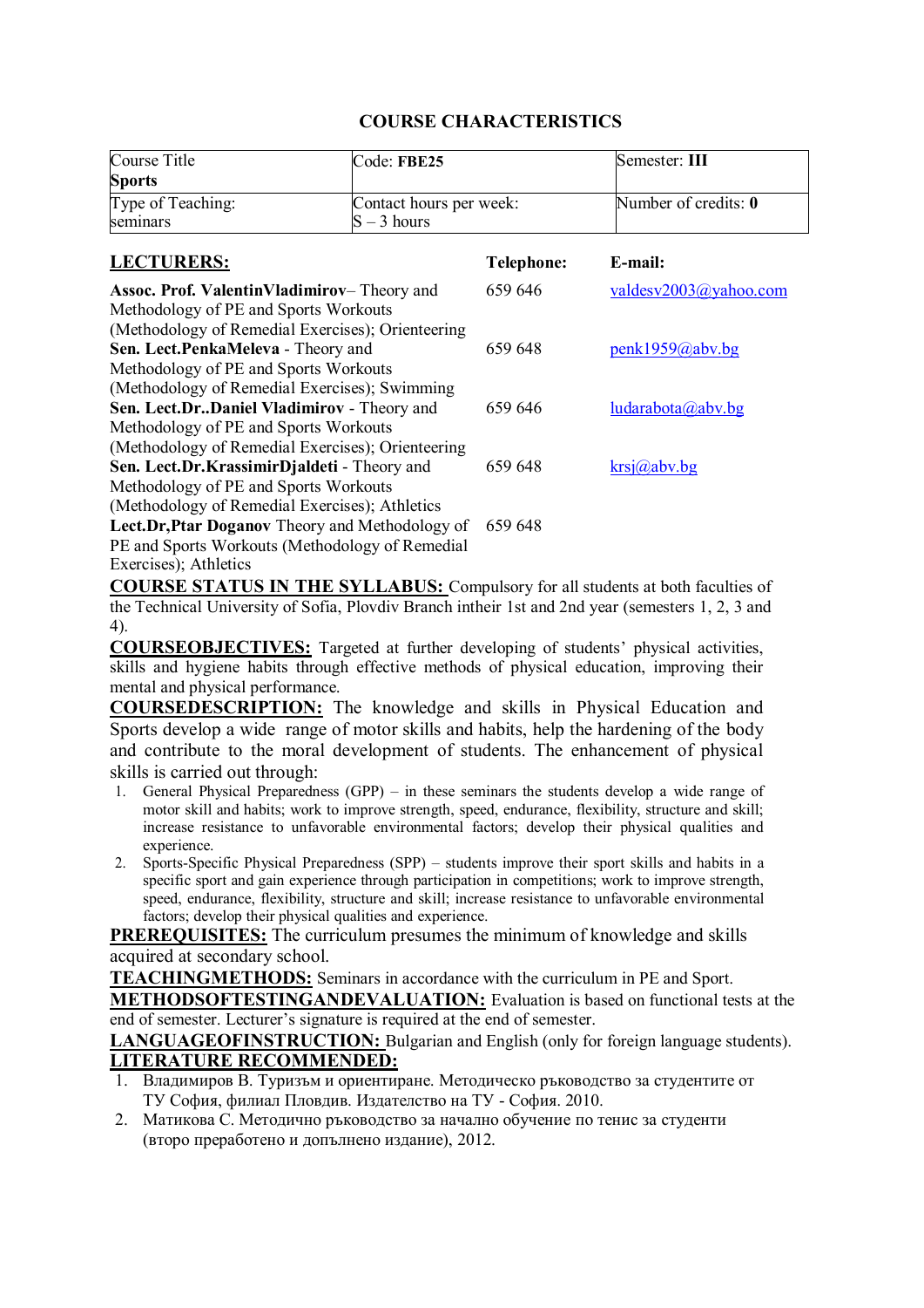## COURSE CHARACTERISTICS

| Course Title<br>**Sports** | Code: **FBE25** | Semester: **III** |
|---|---|---|
| Type of Teaching:<br>seminars | Contact hours per week:<br>S – 3 hours | Number of credits: **0** |

| **LECTURERS:** | **Telephone:** | **E-mail:** |
|---|---|---|
| **Assoc. Prof. ValentinVladimirov**– Theory and Methodology of PE and Sports Workouts (Methodology of Remedial Exercises); Orienteering | 659 646 | valdesv2003@yahoo.com |
| **Sen. Lect.PenkaMeleva** - Theory and Methodology of PE and Sports Workouts (Methodology of Remedial Exercises); Swimming | 659 648 | penk1959@abv.bg |
| **Sen. Lect.Dr..Daniel Vladimirov** - Theory and Methodology of PE and Sports Workouts (Methodology of Remedial Exercises); Orienteering | 659 646 | ludarabota@abv.bg |
| **Sen. Lect.Dr.KrassimirDjaldeti** - Theory and Methodology of PE and Sports Workouts (Methodology of Remedial Exercises); Athletics | 659 648 | krsj@abv.bg |
| **Lect.Dr,Ptar Doganov** Theory and Methodology of PE and Sports Workouts (Methodology of Remedial Exercises); Athletics | 659 648 | |

**COURSE STATUS IN THE SYLLABUS:** Compulsory for all students at both faculties of the Technical University of Sofia, Plovdiv Branch intheir 1st and 2nd year (semesters 1, 2, 3 and 4).

**COURSEOBJECTIVES:** Targeted at further developing of students' physical activities, skills and hygiene habits through effective methods of physical education, improving their mental and physical performance.

**COURSEDESCRIPTION:** The knowledge and skills in Physical Education and Sports develop a wide range of motor skills and habits, help the hardening of the body and contribute to the moral development of students. The enhancement of physical skills is carried out through:

1. General Physical Preparedness (GPP) – in these seminars the students develop a wide range of motor skill and habits; work to improve strength, speed, endurance, flexibility, structure and skill; increase resistance to unfavorable environmental factors; develop their physical qualities and experience.
2. Sports-Specific Physical Preparedness (SPP) – students improve their sport skills and habits in a specific sport and gain experience through participation in competitions; work to improve strength, speed, endurance, flexibility, structure and skill; increase resistance to unfavorable environmental factors; develop their physical qualities and experience.

**PREREQUISITES:** The curriculum presumes the minimum of knowledge and skills acquired at secondary school.

**TEACHINGMETHODS:** Seminars in accordance with the curriculum in PE and Sport.

**METHODSOFTESTINGANDEVALUATION:** Evaluation is based on functional tests at the end of semester. Lecturer's signature is required at the end of semester.

**LANGUAGEOFINSTRUCTION:** Bulgarian and English (only for foreign language students).

**LITERATURE RECOMMENDED:**

1. Владимиров В. Туризъм и ориентиране. Методическо ръководство за студентите от ТУ София, филиал Пловдив. Издателство на ТУ - София. 2010.
2. Матикова С. Методично ръководство за начално обучение по тенис за студенти (второ преработено и допълнено издание), 2012.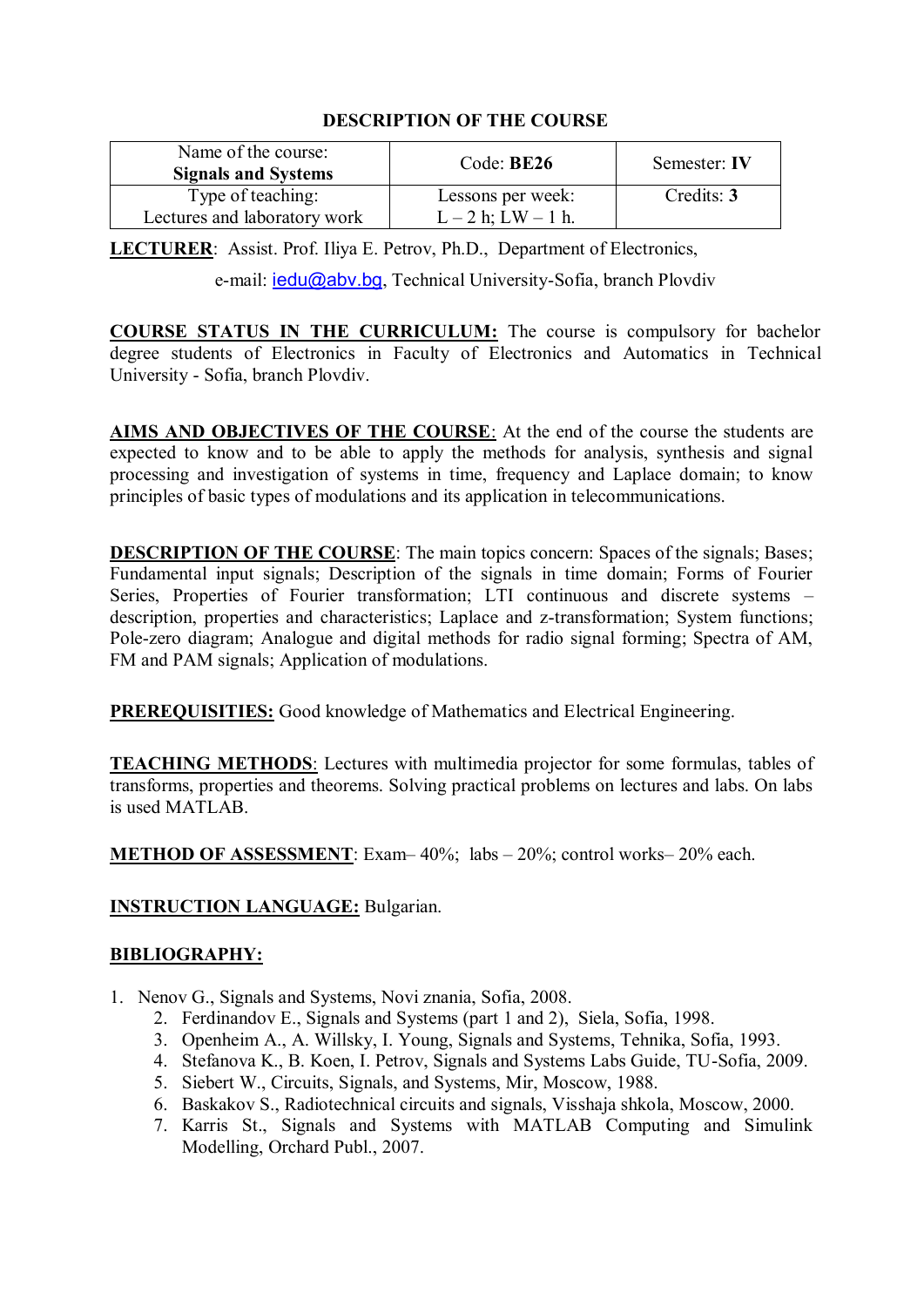# DESCRIPTION OF THE COURSE

| Name of the course: **Signals and Systems** | Code: **BE26** | Semester: **IV** |
|---|---|---|
| Type of teaching: Lectures and laboratory work | Lessons per week: L – 2 h; LW – 1 h. | Credits: **3** |

**LECTURER**: Assist. Prof. Iliya E. Petrov, Ph.D., Department of Electronics, e-mail: iedu@abv.bg, Technical University-Sofia, branch Plovdiv

**COURSE STATUS IN THE CURRICULUM:** The course is compulsory for bachelor degree students of Electronics in Faculty of Electronics and Automatics in Technical University - Sofia, branch Plovdiv.

**AIMS AND OBJECTIVES OF THE COURSE**: At the end of the course the students are expected to know and to be able to apply the methods for analysis, synthesis and signal processing and investigation of systems in time, frequency and Laplace domain; to know principles of basic types of modulations and its application in telecommunications.

**DESCRIPTION OF THE COURSE**: The main topics concern: Spaces of the signals; Bases; Fundamental input signals; Description of the signals in time domain; Forms of Fourier Series, Properties of Fourier transformation; LTI continuous and discrete systems – description, properties and characteristics; Laplace and z-transformation; System functions; Pole-zero diagram; Analogue and digital methods for radio signal forming; Spectra of AM, FM and PAM signals; Application of modulations.

**PREREQUISITIES:** Good knowledge of Mathematics and Electrical Engineering.

**TEACHING METHODS**: Lectures with multimedia projector for some formulas, tables of transforms, properties and theorems. Solving practical problems on lectures and labs. On labs is used MATLAB.

**METHOD OF ASSESSMENT**: Exam– 40%; labs – 20%; control works– 20% each.

**INSTRUCTION LANGUAGE:** Bulgarian.

**BIBLIOGRAPHY:**

1. Nenov G., Signals and Systems, Novi znania, Sofia, 2008.
2. Ferdinandov E., Signals and Systems (part 1 and 2), Siela, Sofia, 1998.
3. Openheim A., A. Willsky, I. Young, Signals and Systems, Tehnika, Sofia, 1993.
4. Stefanova K., B. Koen, I. Petrov, Signals and Systems Labs Guide, TU-Sofia, 2009.
5. Siebert W., Circuits, Signals, and Systems, Mir, Moscow, 1988.
6. Baskakov S., Radiotechnical circuits and signals, Visshaja shkola, Moscow, 2000.
7. Karris St., Signals and Systems with MATLAB Computing and Simulink Modelling, Orchard Publ., 2007.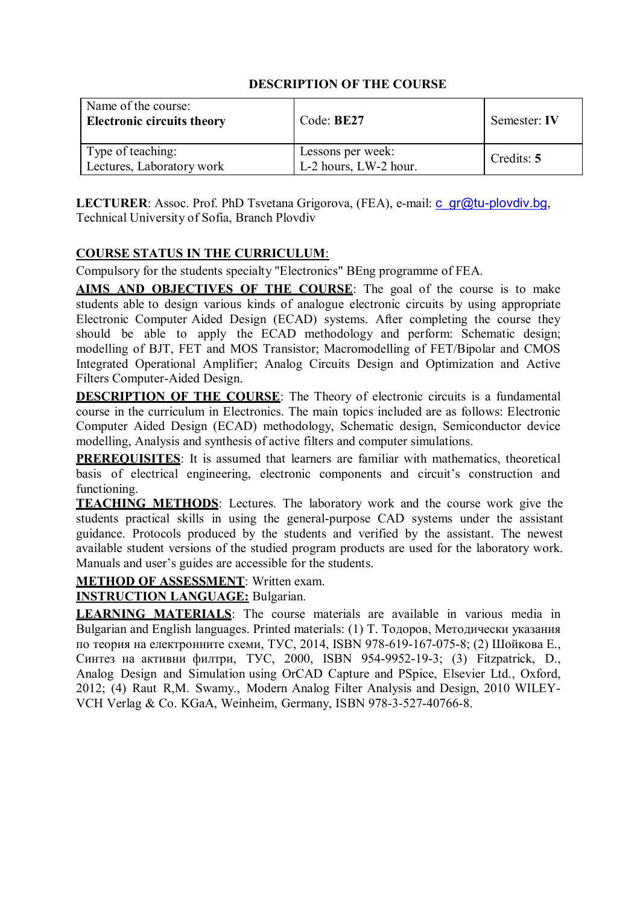## DESCRIPTION OF THE COURSE

| Name of the course:<br>**Electronic circuits theory** | Code: **BE27** | Semester: **IV** |
|---|---|---|
| Type of teaching:<br>Lectures, Laboratory work | Lessons per week:<br>L-2 hours, LW-2 hour. | Credits: **5** |

**LECTURER**: Assoc. Prof. PhD Tsvetana Grigorova, (FEA), e-mail: c_gr@tu-plovdiv.bg, Technical University of Sofia, Branch Plovdiv

**COURSE STATUS IN THE CURRICULUM**:
Compulsory for the students specialty "Electronics" BEng programme of FEA.

**AIMS AND OBJECTIVES OF THE COURSE**: The goal of the course is to make students able to design various kinds of analogue electronic circuits by using appropriate Electronic Computer Aided Design (ECAD) systems. After completing the course they should be able to apply the ECAD methodology and perform: Schematic design; modelling of BJT, FET and MOS Transistor; Macromodelling of FET/Bipolar and CMOS Integrated Operational Amplifier; Analog Circuits Design and Optimization and Active Filters Computer-Aided Design.

**DESCRIPTION OF THE COURSE**: The Theory of electronic circuits is a fundamental course in the curriculum in Electronics. The main topics included are as follows: Electronic Computer Aided Design (ECAD) methodology, Schematic design, Semiconductor device modelling, Analysis and synthesis of active filters and computer simulations.

**PREREQUISITES**: It is assumed that learners are familiar with mathematics, theoretical basis of electrical engineering, electronic components and circuit's construction and functioning.

**TEACHING METHODS**: Lectures. The laboratory work and the course work give the students practical skills in using the general-purpose CAD systems under the assistant guidance. Protocols produced by the students and verified by the assistant. The newest available student versions of the studied program products are used for the laboratory work. Manuals and user's guides are accessible for the students.

**METHOD OF ASSESSMENT**: Written exam.

**INSTRUCTION LANGUAGE:** Bulgarian.

**LEARNING MATERIALS**: The course materials are available in various media in Bulgarian and English languages. Printed materials: (1) Т. Тодоров, Методически указания по теория на електронните схеми, ТУС, 2014, ISBN 978-619-167-075-8; (2) Шойкова Е., Синтез на активни филтри, ТУС, 2000, ISBN 954-9952-19-3; (3) Fitzpatrick, D., Analog Design and Simulation using OrCAD Capture and PSpice, Elsevier Ltd., Oxford, 2012; (4) Raut R,M. Swamy., Modern Analog Filter Analysis and Design, 2010 WILEY-VCH Verlag & Co. KGaA, Weinheim, Germany, ISBN 978-3-527-40766-8.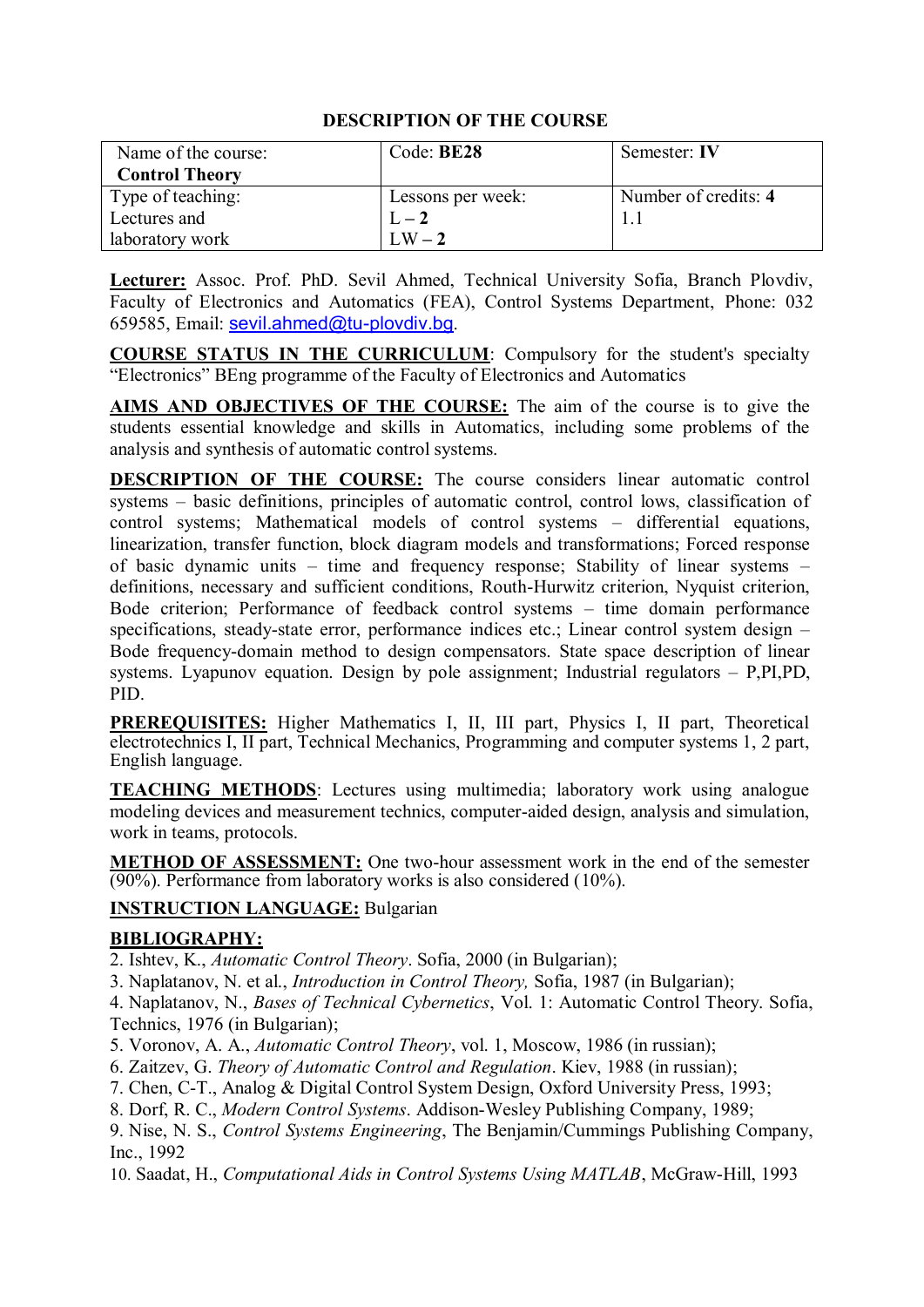## DESCRIPTION OF THE COURSE

| Name of the course: **Control Theory** | Code: **BE28** | Semester: **IV** |
|---|---|---|
| Type of teaching: Lectures and laboratory work | Lessons per week: L – **2** LW – **2** | Number of credits: **4** 1.1 |

**Lecturer:** Assoc. Prof. PhD. Sevil Ahmed, Technical University Sofia, Branch Plovdiv, Faculty of Electronics and Automatics (FEA), Control Systems Department, Phone: 032 659585, Email: sevil.ahmed@tu-plovdiv.bg.

**COURSE STATUS IN THE CURRICULUM**: Compulsory for the student's specialty "Electronics" BEng programme of the Faculty of Electronics and Automatics

**AIMS AND OBJECTIVES OF THE COURSE:** The aim of the course is to give the students essential knowledge and skills in Automatics, including some problems of the analysis and synthesis of automatic control systems.

**DESCRIPTION OF THE COURSE:** The course considers linear automatic control systems – basic definitions, principles of automatic control, control lows, classification of control systems; Mathematical models of control systems – differential equations, linearization, transfer function, block diagram models and transformations; Forced response of basic dynamic units – time and frequency response; Stability of linear systems – definitions, necessary and sufficient conditions, Routh-Hurwitz criterion, Nyquist criterion, Bode criterion; Performance of feedback control systems – time domain performance specifications, steady-state error, performance indices etc.; Linear control system design – Bode frequency-domain method to design compensators. State space description of linear systems. Lyapunov equation. Design by pole assignment; Industrial regulators – P,PI,PD, PID.

**PREREQUISITES:** Higher Mathematics I, II, III part, Physics I, II part, Theoretical electrotechnics I, II part, Technical Mechanics, Programming and computer systems 1, 2 part, English language.

**TEACHING METHODS**: Lectures using multimedia; laboratory work using analogue modeling devices and measurement technics, computer-aided design, analysis and simulation, work in teams, protocols.

**METHOD OF ASSESSMENT:** One two-hour assessment work in the end of the semester (90%). Performance from laboratory works is also considered (10%).

**INSTRUCTION LANGUAGE:** Bulgarian

**BIBLIOGRAPHY:**

2. Ishtev, K., *Automatic Control Theory*. Sofia, 2000 (in Bulgarian);
3. Naplatanov, N. et al., *Introduction in Control Theory,* Sofia, 1987 (in Bulgarian);
4. Naplatanov, N., *Bases of Technical Cybernetics*, Vol. 1: Automatic Control Theory. Sofia, Technics, 1976 (in Bulgarian);
5. Voronov, A. A., *Automatic Control Theory*, vol. 1, Moscow, 1986 (in russian);
6. Zaitzev, G. *Theory of Automatic Control and Regulation*. Kiev, 1988 (in russian);
7. Chen, C-T., Analog & Digital Control System Design, Oxford University Press, 1993;
8. Dorf, R. C., *Modern Control Systems*. Addison-Wesley Publishing Company, 1989;
9. Nise, N. S., *Control Systems Engineering*, The Benjamin/Cummings Publishing Company, Inc., 1992
10. Saadat, H., *Computational Aids in Control Systems Using MATLAB*, McGraw-Hill, 1993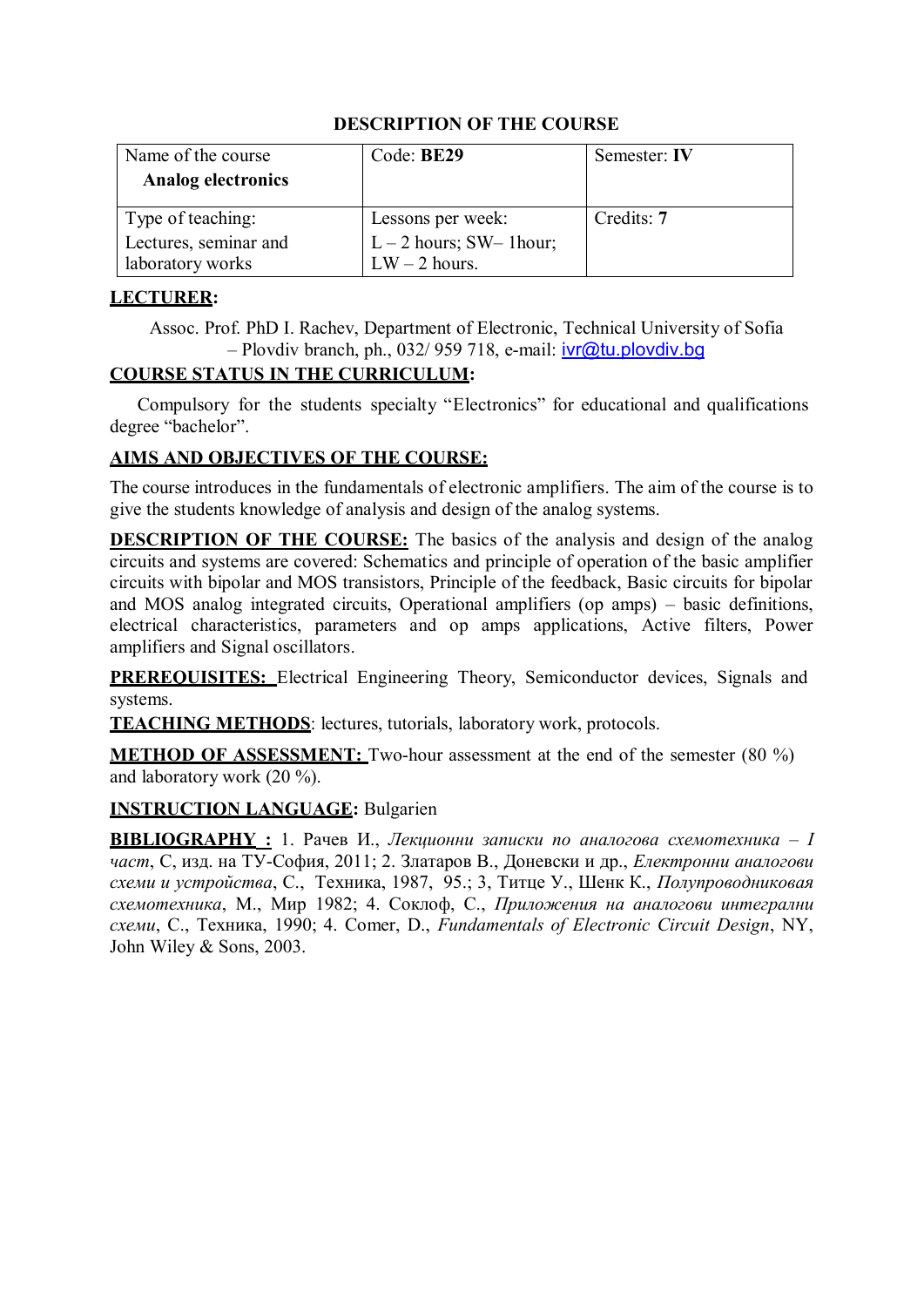**DESCRIPTION OF THE COURSE**

| Name of the course **Analog electronics** | Code: **BE29** | Semester: **IV** |
|---|---|---|
| Type of teaching: Lectures, seminar and laboratory works | Lessons per week: L – 2 hours; SW– 1hour; LW – 2 hours. | Credits: **7** |

**LECTURER:**

Assoc. Prof. PhD I. Rachev, Department of Electronic, Technical University of Sofia – Plovdiv branch, ph., 032/ 959 718, e-mail: ivr@tu.plovdiv.bg

**COURSE STATUS IN THE CURRICULUM:**

Compulsory for the students specialty "Electronics" for educational and qualifications degree "bachelor".

**AIMS AND OBJECTIVES OF THE COURSE:**

The course introduces in the fundamentals of electronic amplifiers. The aim of the course is to give the students knowledge of analysis and design of the analog systems.

**DESCRIPTION OF THE COURSE:** The basics of the analysis and design of the analog circuits and systems are covered: Schematics and principle of operation of the basic amplifier circuits with bipolar and MOS transistors, Principle of the feedback, Basic circuits for bipolar and MOS analog integrated circuits, Operational amplifiers (op amps) – basic definitions, electrical characteristics, parameters and op amps applications, Active filters, Power amplifiers and Signal oscillators.

**PREREQUISITES:** Electrical Engineering Theory, Semiconductor devices, Signals and systems.

**TEACHING METHODS**: lectures, tutorials, laboratory work, protocols.

**METHOD OF ASSESSMENT:** Two-hour assessment at the end of the semester (80 %) and laboratory work (20 %).

**INSTRUCTION LANGUAGE:** Bulgarien

**BIBLIOGRAPHY :** 1. Рачев И., *Лекционни записки по аналогова схемотехника – I част*, С, изд. на ТУ-София, 2011; 2. Златаров В., Доневски и др., *Електронни аналогови схеми и устройства*, С., Техника, 1987, 95.; 3, Титце У., Шенк К., *Полупроводниковая схемотехника*, М., Мир 1982; 4. Соклоф, С., *Приложения на аналогови интегрални схеми*, С., Техника, 1990; 4. Comer, D., *Fundamentals of Electronic Circuit Design*, NY, John Wiley & Sons, 2003.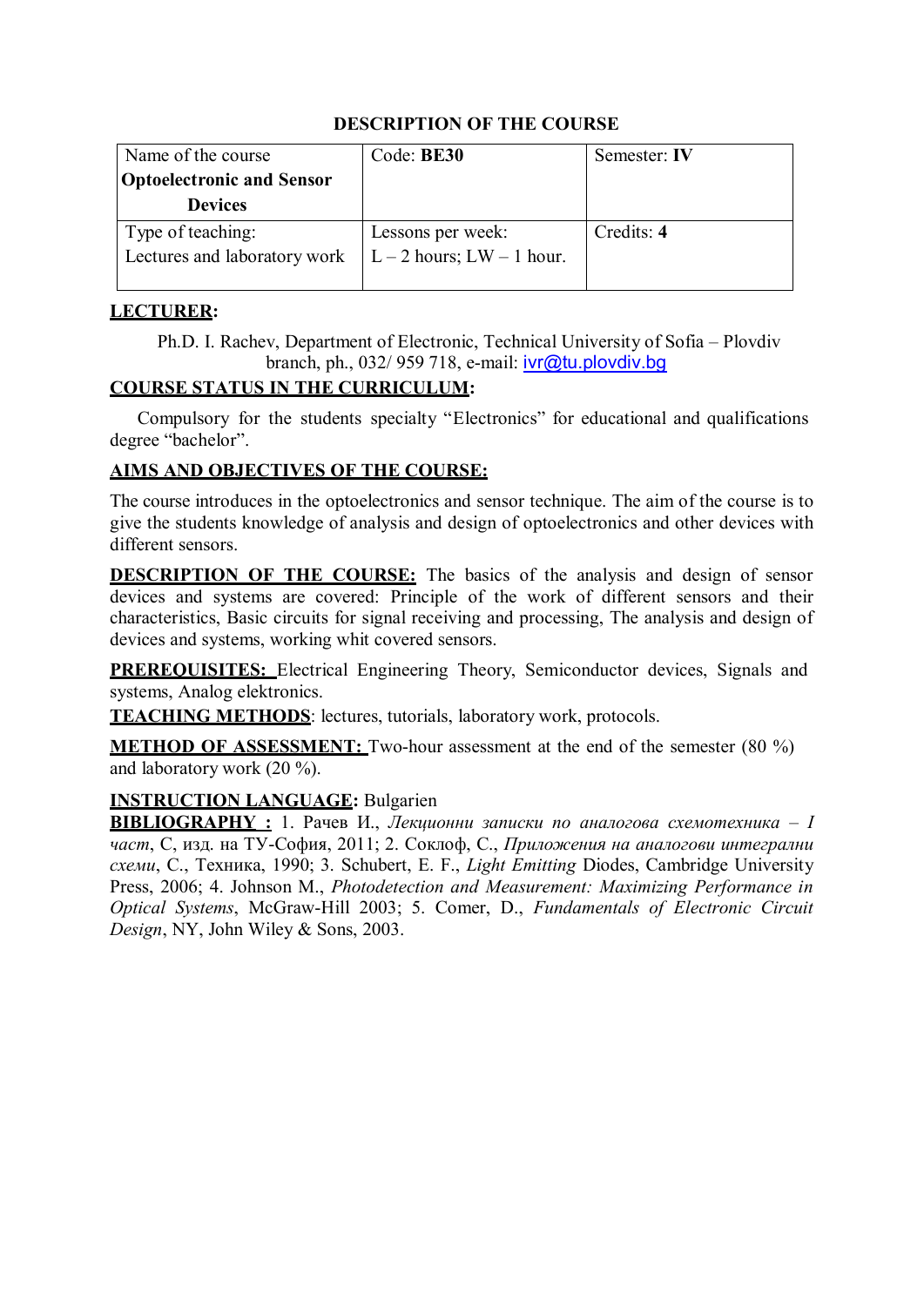## DESCRIPTION OF THE COURSE

| Name of the course **Optoelectronic and Sensor Devices** | Code: **BE30** | Semester: **IV** |
| --- | --- | --- |
| Type of teaching: Lectures and laboratory work | Lessons per week: L – 2 hours; LW – 1 hour. | Credits: **4** |

**LECTURER:**

Ph.D. I. Rachev, Department of Electronic, Technical University of Sofia – Plovdiv branch, ph., 032/ 959 718, e-mail: ivr@tu.plovdiv.bg

**COURSE STATUS IN THE CURRICULUM:**

Compulsory for the students specialty "Electronics" for educational and qualifications degree "bachelor".

**AIMS AND OBJECTIVES OF THE COURSE:**

The course introduces in the optoelectronics and sensor technique. The aim of the course is to give the students knowledge of analysis and design of optoelectronics and other devices with different sensors.

**DESCRIPTION OF THE COURSE:** The basics of the analysis and design of sensor devices and systems are covered: Principle of the work of different sensors and their characteristics, Basic circuits for signal receiving and processing, The analysis and design of devices and systems, working whit covered sensors.

**PREREQUISITES:** Electrical Engineering Theory, Semiconductor devices, Signals and systems, Analog elektronics.

**TEACHING METHODS**: lectures, tutorials, laboratory work, protocols.

**METHOD OF ASSESSMENT:** Two-hour assessment at the end of the semester (80 %) and laboratory work (20 %).

**INSTRUCTION LANGUAGE:** Bulgarien

**BIBLIOGRAPHY :** 1. Рачев И., *Лекционни записки по аналогова схемотехника – I част*, С, изд. на ТУ-София, 2011; 2. Соклоф, С., *Приложения на аналогови интегрални схеми*, С., Техника, 1990; 3. Schubert, E. F., *Light Emitting* Diodes, Cambridge University Press, 2006; 4. Johnson M., *Photodetection and Measurement: Maximizing Performance in Optical Systems*, McGraw-Hill 2003; 5. Comer, D., *Fundamentals of Electronic Circuit Design*, NY, John Wiley & Sons, 2003.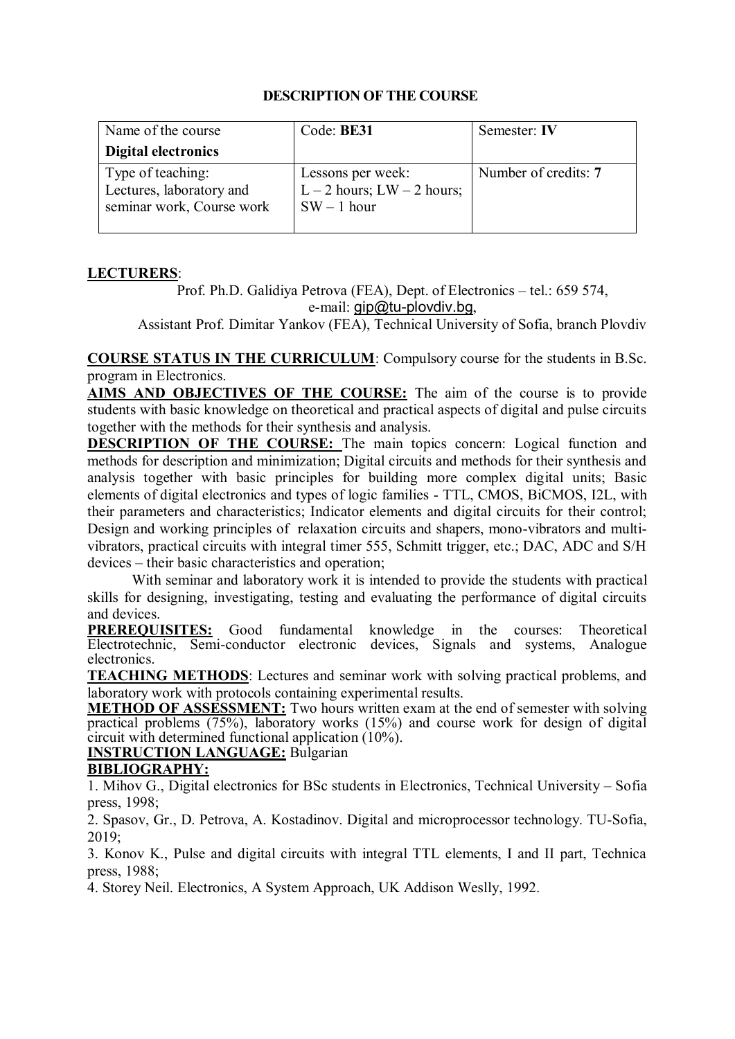## DESCRIPTION OF THE COURSE

| Name of the course **Digital electronics** | Code: **BE31** | Semester: **IV** |
|---|---|---|
| Type of teaching: Lectures, laboratory and seminar work, Course work | Lessons per week: L – 2 hours; LW – 2 hours; SW – 1 hour | Number of credits: **7** |

**LECTURERS**:

Prof. Ph.D. Galidiya Petrova (FEA), Dept. of Electronics – tel.: 659 574, e-mail: gip@tu-plovdiv.bg,

Assistant Prof. Dimitar Yankov (FEA), Technical University of Sofia, branch Plovdiv

**COURSE STATUS IN THE CURRICULUM**: Compulsory course for the students in B.Sc. program in Electronics.

**AIMS AND OBJECTIVES OF THE COURSE:** The aim of the course is to provide students with basic knowledge on theoretical and practical aspects of digital and pulse circuits together with the methods for their synthesis and analysis.

**DESCRIPTION OF THE COURSE:** The main topics concern: Logical function and methods for description and minimization; Digital circuits and methods for their synthesis and analysis together with basic principles for building more complex digital units; Basic elements of digital electronics and types of logic families - TTL, CMOS, BiCMOS, I2L, with their parameters and characteristics; Indicator elements and digital circuits for their control; Design and working principles of relaxation circuits and shapers, mono-vibrators and multi-vibrators, practical circuits with integral timer 555, Schmitt trigger, etc.; DAC, ADC and S/H devices – their basic characteristics and operation;

With seminar and laboratory work it is intended to provide the students with practical skills for designing, investigating, testing and evaluating the performance of digital circuits and devices.

**PREREQUISITES:** Good fundamental knowledge in the courses: Theoretical Electrotechnic, Semi-conductor electronic devices, Signals and systems, Analogue electronics.

**TEACHING METHODS**: Lectures and seminar work with solving practical problems, and laboratory work with protocols containing experimental results.

**METHOD OF ASSESSMENT:** Two hours written exam at the end of semester with solving practical problems (75%), laboratory works (15%) and course work for design of digital circuit with determined functional application (10%).

**INSTRUCTION LANGUAGE:** Bulgarian

**BIBLIOGRAPHY:**

1. Mihov G., Digital electronics for BSc students in Electronics, Technical University – Sofia press, 1998;
2. Spasov, Gr., D. Petrova, A. Kostadinov. Digital and microprocessor technology. TU-Sofia, 2019;
3. Konov K., Pulse and digital circuits with integral TTL elements, I and II part, Technica press, 1988;
4. Storey Neil. Electronics, A System Approach, UK Addison Weslly, 1992.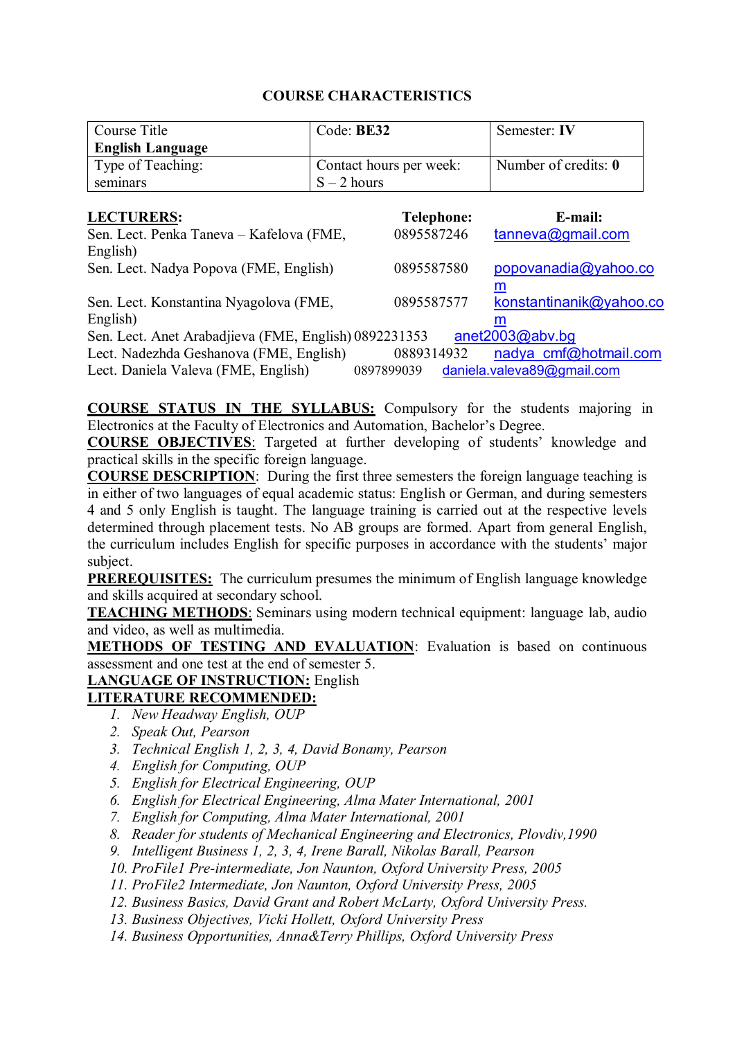## COURSE CHARACTERISTICS

| Course Title **English Language** | Code: **BE32** | Semester: **IV** |
|---|---|---|
| Type of Teaching: seminars | Contact hours per week: S – 2 hours | Number of credits: **0** |

| **LECTURERS:** | **Telephone:** | **E-mail:** |
|---|---|---|
| Sen. Lect. Penka Taneva – Kafelova (FME, English) | 0895587246 | tanneva@gmail.com |
| Sen. Lect. Nadya Popova (FME, English) | 0895587580 | popovanadia@yahoo.com |
| Sen. Lect. Konstantina Nyagolova (FME, English) | 0895587577 | konstantinanik@yahoo.com |
| Sen. Lect. Anet Arabadjieva (FME, English) | 0892231353 | anet2003@abv.bg |
| Lect. Nadezhda Geshanova (FME, English) | 0889314932 | nadya_cmf@hotmail.com |
| Lect. Daniela Valeva (FME, English) | 0897899039 | daniela.valeva89@gmail.com |

**COURSE STATUS IN THE SYLLABUS:** Compulsory for the students majoring in Electronics at the Faculty of Electronics and Automation, Bachelor's Degree.

**COURSE OBJECTIVES**: Targeted at further developing of students' knowledge and practical skills in the specific foreign language.

**COURSE DESCRIPTION**: During the first three semesters the foreign language teaching is in either of two languages of equal academic status: English or German, and during semesters 4 and 5 only English is taught. The language training is carried out at the respective levels determined through placement tests. No AB groups are formed. Apart from general English, the curriculum includes English for specific purposes in accordance with the students' major subject.

**PREREQUISITES:** The curriculum presumes the minimum of English language knowledge and skills acquired at secondary school.

**TEACHING METHODS**: Seminars using modern technical equipment: language lab, audio and video, as well as multimedia.

**METHODS OF TESTING AND EVALUATION**: Evaluation is based on continuous assessment and one test at the end of semester 5.

**LANGUAGE OF INSTRUCTION:** English

**LITERATURE RECOMMENDED:**

1. *New Headway English, OUP*
2. *Speak Out, Pearson*
3. *Technical English 1, 2, 3, 4, David Bonamy, Pearson*
4. *English for Computing, OUP*
5. *English for Electrical Engineering, OUP*
6. *English for Electrical Engineering, Alma Mater International, 2001*
7. *English for Computing, Alma Mater International, 2001*
8. *Reader for students of Mechanical Engineering and Electronics, Plovdiv,1990*
9. *Intelligent Business 1, 2, 3, 4, Irene Barall, Nikolas Barall, Pearson*
10. *ProFile1 Pre-intermediate, Jon Naunton, Oxford University Press, 2005*
11. *ProFile2 Intermediate, Jon Naunton, Oxford University Press, 2005*
12. *Business Basics, David Grant and Robert McLarty, Oxford University Press.*
13. *Business Objectives, Vicki Hollett, Oxford University Press*
14. *Business Opportunities, Anna&Terry Phillips, Oxford University Press*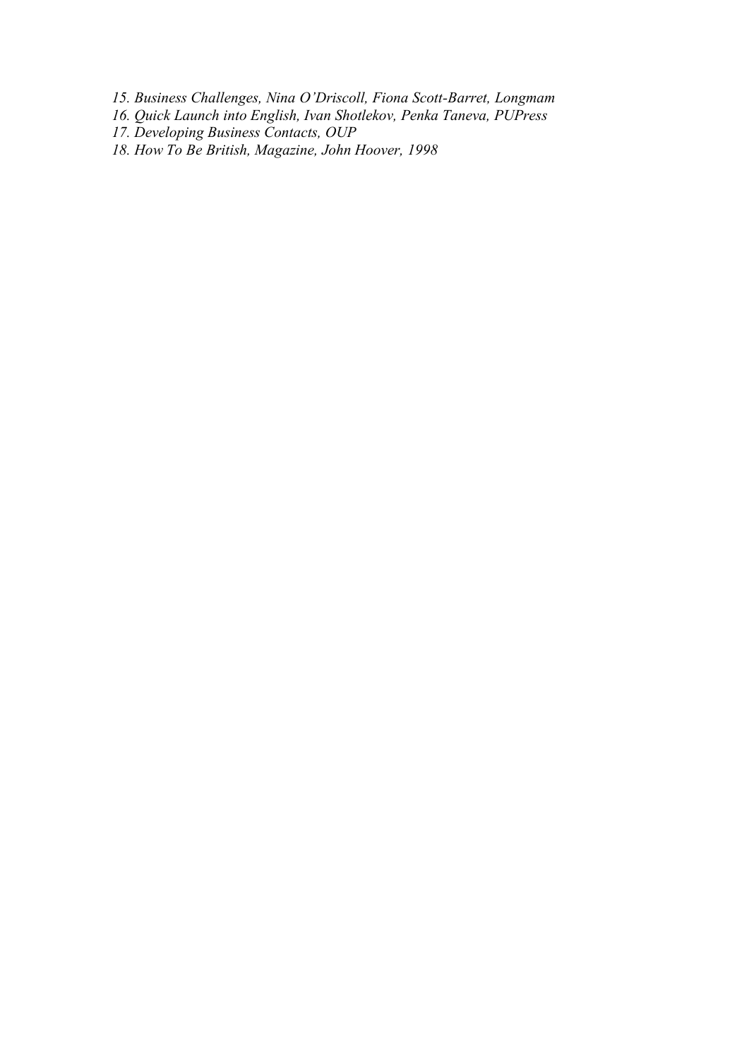15. *Business Challenges, Nina O'Driscoll, Fiona Scott-Barret, Longmam*
16. *Quick Launch into English, Ivan Shotlekov, Penka Taneva, PUPress*
17. *Developing Business Contacts, OUP*
18. *How To Be British, Magazine, John Hoover, 1998*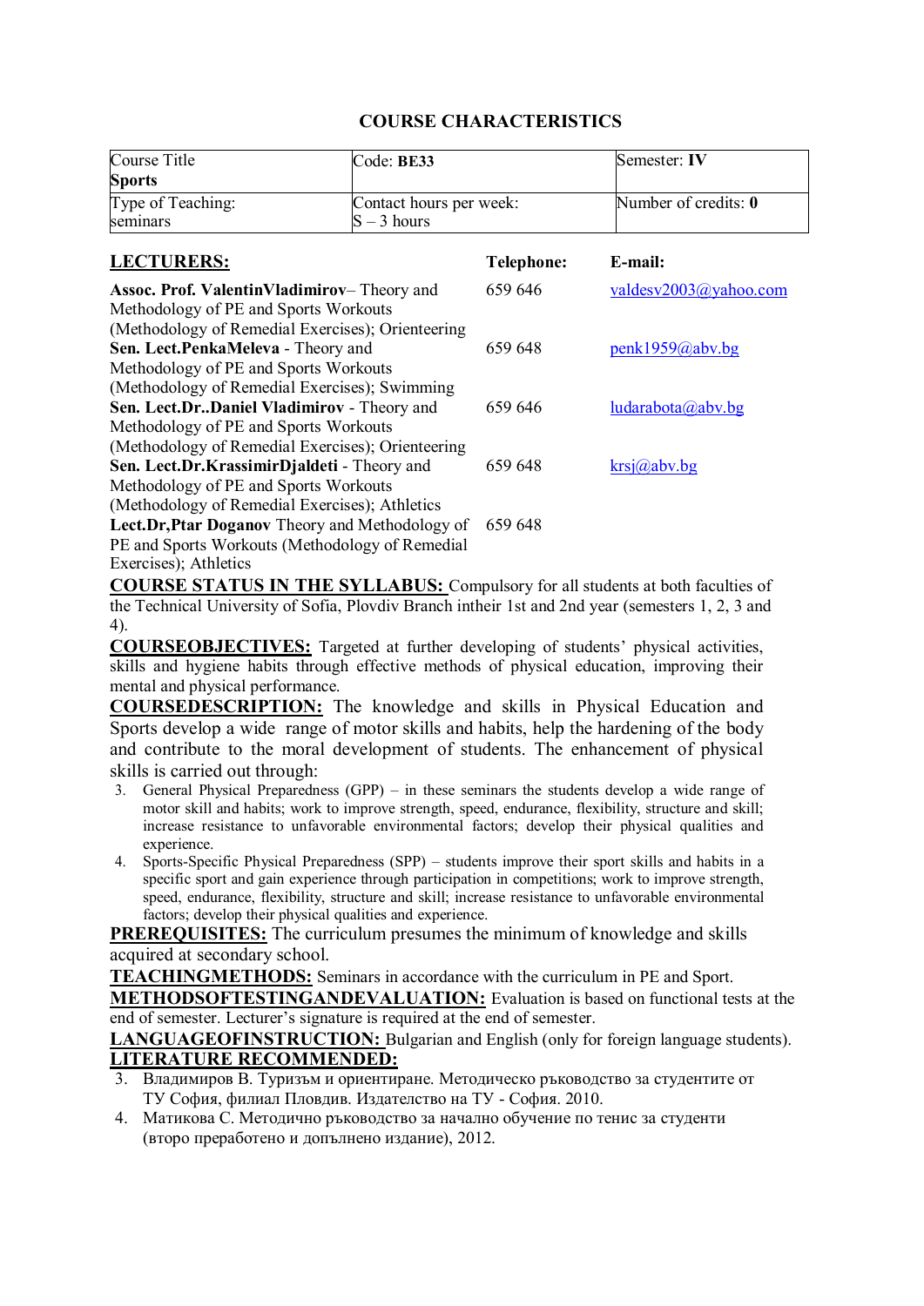## COURSE CHARACTERISTICS

| | | |
|---|---|---|
| Course Title<br>**Sports** | Code: **BE33** | Semester: **IV** |
| Type of Teaching:<br>seminars | Contact hours per week:<br>S – 3 hours | Number of credits: **0** |

| **LECTURERS:** | **Telephone:** | **E-mail:** |
|---|---|---|
| **Assoc. Prof. ValentinVladimirov**– Theory and Methodology of PE and Sports Workouts (Methodology of Remedial Exercises); Orienteering | 659 646 | valdesv2003@yahoo.com |
| **Sen. Lect.PenkaMeleva** - Theory and Methodology of PE and Sports Workouts (Methodology of Remedial Exercises); Swimming | 659 648 | penk1959@abv.bg |
| **Sen. Lect.Dr..Daniel Vladimirov** - Theory and Methodology of PE and Sports Workouts (Methodology of Remedial Exercises); Orienteering | 659 646 | ludarabota@abv.bg |
| **Sen. Lect.Dr.KrassimirDjaldeti** - Theory and Methodology of PE and Sports Workouts (Methodology of Remedial Exercises); Athletics | 659 648 | krsj@abv.bg |
| **Lect.Dr,Ptar Doganov** Theory and Methodology of PE and Sports Workouts (Methodology of Remedial Exercises); Athletics | 659 648 | |

**COURSE STATUS IN THE SYLLABUS:** Compulsory for all students at both faculties of the Technical University of Sofia, Plovdiv Branch intheir 1st and 2nd year (semesters 1, 2, 3 and 4).

**COURSEOBJECTIVES:** Targeted at further developing of students' physical activities, skills and hygiene habits through effective methods of physical education, improving their mental and physical performance.

**COURSEDESCRIPTION:** The knowledge and skills in Physical Education and Sports develop a wide range of motor skills and habits, help the hardening of the body and contribute to the moral development of students. The enhancement of physical skills is carried out through:

3. General Physical Preparedness (GPP) – in these seminars the students develop a wide range of motor skill and habits; work to improve strength, speed, endurance, flexibility, structure and skill; increase resistance to unfavorable environmental factors; develop their physical qualities and experience.
4. Sports-Specific Physical Preparedness (SPP) – students improve their sport skills and habits in a specific sport and gain experience through participation in competitions; work to improve strength, speed, endurance, flexibility, structure and skill; increase resistance to unfavorable environmental factors; develop their physical qualities and experience.

**PREREQUISITES:** The curriculum presumes the minimum of knowledge and skills acquired at secondary school.

**TEACHINGMETHODS:** Seminars in accordance with the curriculum in PE and Sport.

**METHODSOFTESTINGANDEVALUATION:** Evaluation is based on functional tests at the end of semester. Lecturer's signature is required at the end of semester.

**LANGUAGEOFINSTRUCTION:** Bulgarian and English (only for foreign language students).

**LITERATURE RECOMMENDED:**

3. Владимиров В. Туризъм и ориентиране. Методическо ръководство за студентите от ТУ София, филиал Пловдив. Издателство на ТУ - София. 2010.
4. Матикова С. Методично ръководство за начално обучение по тенис за студенти (второ преработено и допълнено издание), 2012.